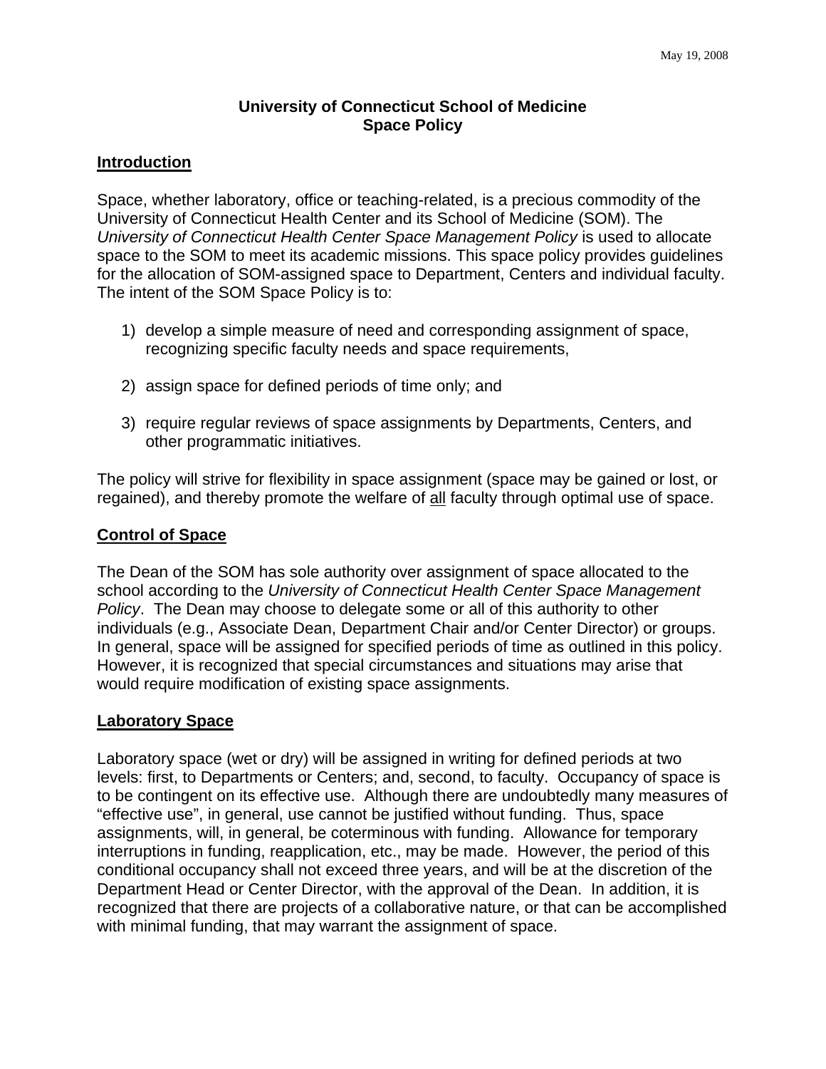May 19, 2008

# University of Connecticut School of Medicine
# Space Policy

## Introduction

Space, whether laboratory, office or teaching-related, is a precious commodity of the University of Connecticut Health Center and its School of Medicine (SOM). The *University of Connecticut Health Center Space Management Policy* is used to allocate space to the SOM to meet its academic missions. This space policy provides guidelines for the allocation of SOM-assigned space to Department, Centers and individual faculty. The intent of the SOM Space Policy is to:

1) develop a simple measure of need and corresponding assignment of space, recognizing specific faculty needs and space requirements,

2) assign space for defined periods of time only; and

3) require regular reviews of space assignments by Departments, Centers, and other programmatic initiatives.

The policy will strive for flexibility in space assignment (space may be gained or lost, or regained), and thereby promote the welfare of all faculty through optimal use of space.

## Control of Space

The Dean of the SOM has sole authority over assignment of space allocated to the school according to the *University of Connecticut Health Center Space Management Policy*. The Dean may choose to delegate some or all of this authority to other individuals (e.g., Associate Dean, Department Chair and/or Center Director) or groups. In general, space will be assigned for specified periods of time as outlined in this policy. However, it is recognized that special circumstances and situations may arise that would require modification of existing space assignments.

## Laboratory Space

Laboratory space (wet or dry) will be assigned in writing for defined periods at two levels: first, to Departments or Centers; and, second, to faculty. Occupancy of space is to be contingent on its effective use. Although there are undoubtedly many measures of "effective use", in general, use cannot be justified without funding. Thus, space assignments, will, in general, be coterminous with funding. Allowance for temporary interruptions in funding, reapplication, etc., may be made. However, the period of this conditional occupancy shall not exceed three years, and will be at the discretion of the Department Head or Center Director, with the approval of the Dean. In addition, it is recognized that there are projects of a collaborative nature, or that can be accomplished with minimal funding, that may warrant the assignment of space.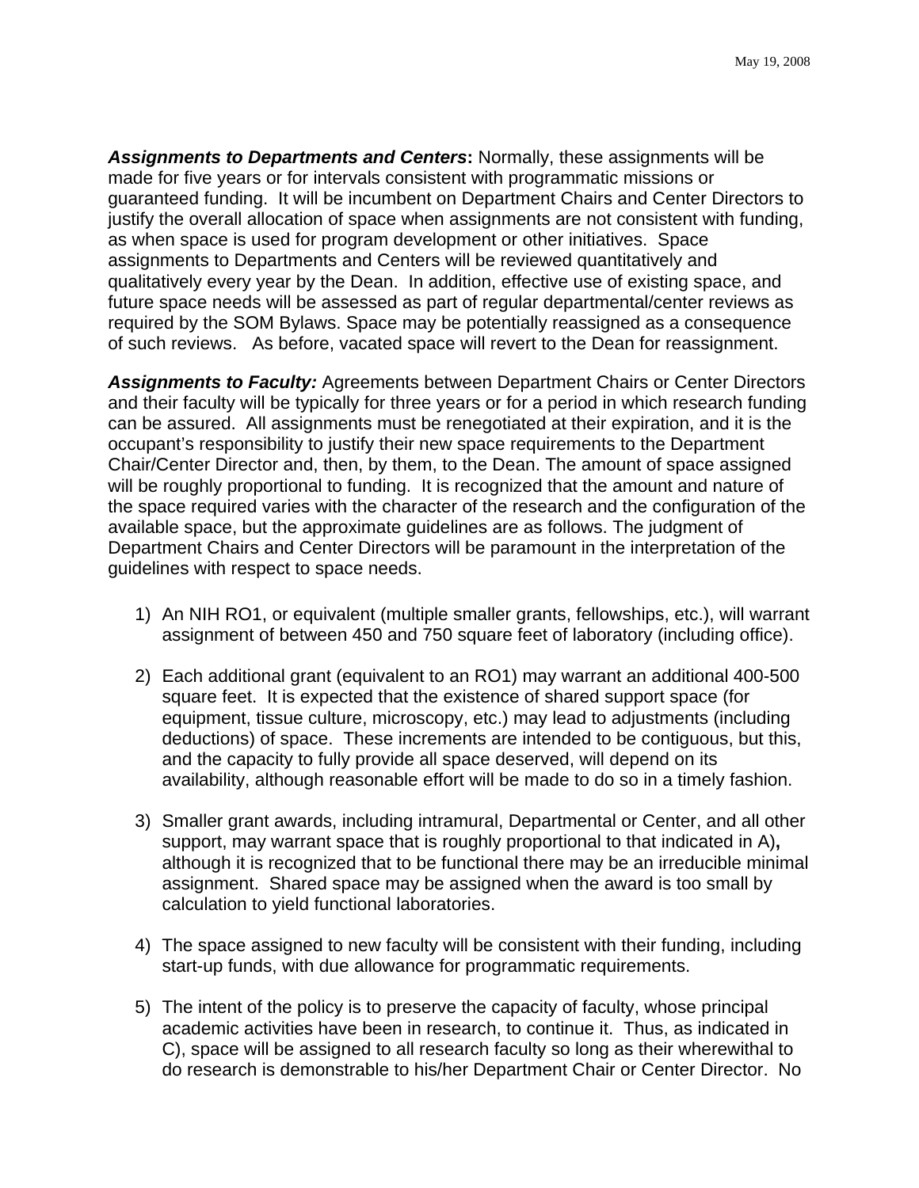***Assignments to Departments and Centers*:** Normally, these assignments will be made for five years or for intervals consistent with programmatic missions or guaranteed funding. It will be incumbent on Department Chairs and Center Directors to justify the overall allocation of space when assignments are not consistent with funding, as when space is used for program development or other initiatives. Space assignments to Departments and Centers will be reviewed quantitatively and qualitatively every year by the Dean. In addition, effective use of existing space, and future space needs will be assessed as part of regular departmental/center reviews as required by the SOM Bylaws. Space may be potentially reassigned as a consequence of such reviews. As before, vacated space will revert to the Dean for reassignment.

***Assignments to Faculty:*** Agreements between Department Chairs or Center Directors and their faculty will be typically for three years or for a period in which research funding can be assured. All assignments must be renegotiated at their expiration, and it is the occupant's responsibility to justify their new space requirements to the Department Chair/Center Director and, then, by them, to the Dean. The amount of space assigned will be roughly proportional to funding. It is recognized that the amount and nature of the space required varies with the character of the research and the configuration of the available space, but the approximate guidelines are as follows. The judgment of Department Chairs and Center Directors will be paramount in the interpretation of the guidelines with respect to space needs.

1) An NIH RO1, or equivalent (multiple smaller grants, fellowships, etc.), will warrant assignment of between 450 and 750 square feet of laboratory (including office).

2) Each additional grant (equivalent to an RO1) may warrant an additional 400-500 square feet. It is expected that the existence of shared support space (for equipment, tissue culture, microscopy, etc.) may lead to adjustments (including deductions) of space. These increments are intended to be contiguous, but this, and the capacity to fully provide all space deserved, will depend on its availability, although reasonable effort will be made to do so in a timely fashion.

3) Smaller grant awards, including intramural, Departmental or Center, and all other support, may warrant space that is roughly proportional to that indicated in A)**,** although it is recognized that to be functional there may be an irreducible minimal assignment. Shared space may be assigned when the award is too small by calculation to yield functional laboratories.

4) The space assigned to new faculty will be consistent with their funding, including start-up funds, with due allowance for programmatic requirements.

5) The intent of the policy is to preserve the capacity of faculty, whose principal academic activities have been in research, to continue it. Thus, as indicated in C), space will be assigned to all research faculty so long as their wherewithal to do research is demonstrable to his/her Department Chair or Center Director. No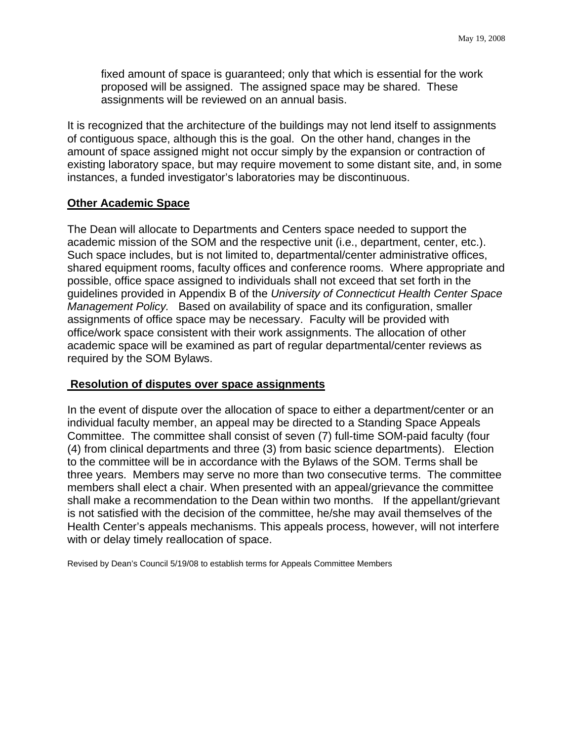fixed amount of space is guaranteed; only that which is essential for the work proposed will be assigned. The assigned space may be shared. These assignments will be reviewed on an annual basis.

It is recognized that the architecture of the buildings may not lend itself to assignments of contiguous space, although this is the goal. On the other hand, changes in the amount of space assigned might not occur simply by the expansion or contraction of existing laboratory space, but may require movement to some distant site, and, in some instances, a funded investigator's laboratories may be discontinuous.

## Other Academic Space

The Dean will allocate to Departments and Centers space needed to support the academic mission of the SOM and the respective unit (i.e., department, center, etc.). Such space includes, but is not limited to, departmental/center administrative offices, shared equipment rooms, faculty offices and conference rooms. Where appropriate and possible, office space assigned to individuals shall not exceed that set forth in the guidelines provided in Appendix B of the *University of Connecticut Health Center Space Management Policy.* Based on availability of space and its configuration, smaller assignments of office space may be necessary. Faculty will be provided with office/work space consistent with their work assignments. The allocation of other academic space will be examined as part of regular departmental/center reviews as required by the SOM Bylaws.

## Resolution of disputes over space assignments

In the event of dispute over the allocation of space to either a department/center or an individual faculty member, an appeal may be directed to a Standing Space Appeals Committee. The committee shall consist of seven (7) full-time SOM-paid faculty (four (4) from clinical departments and three (3) from basic science departments). Election to the committee will be in accordance with the Bylaws of the SOM. Terms shall be three years. Members may serve no more than two consecutive terms. The committee members shall elect a chair. When presented with an appeal/grievance the committee shall make a recommendation to the Dean within two months. If the appellant/grievant is not satisfied with the decision of the committee, he/she may avail themselves of the Health Center's appeals mechanisms. This appeals process, however, will not interfere with or delay timely reallocation of space.

Revised by Dean's Council 5/19/08 to establish terms for Appeals Committee Members